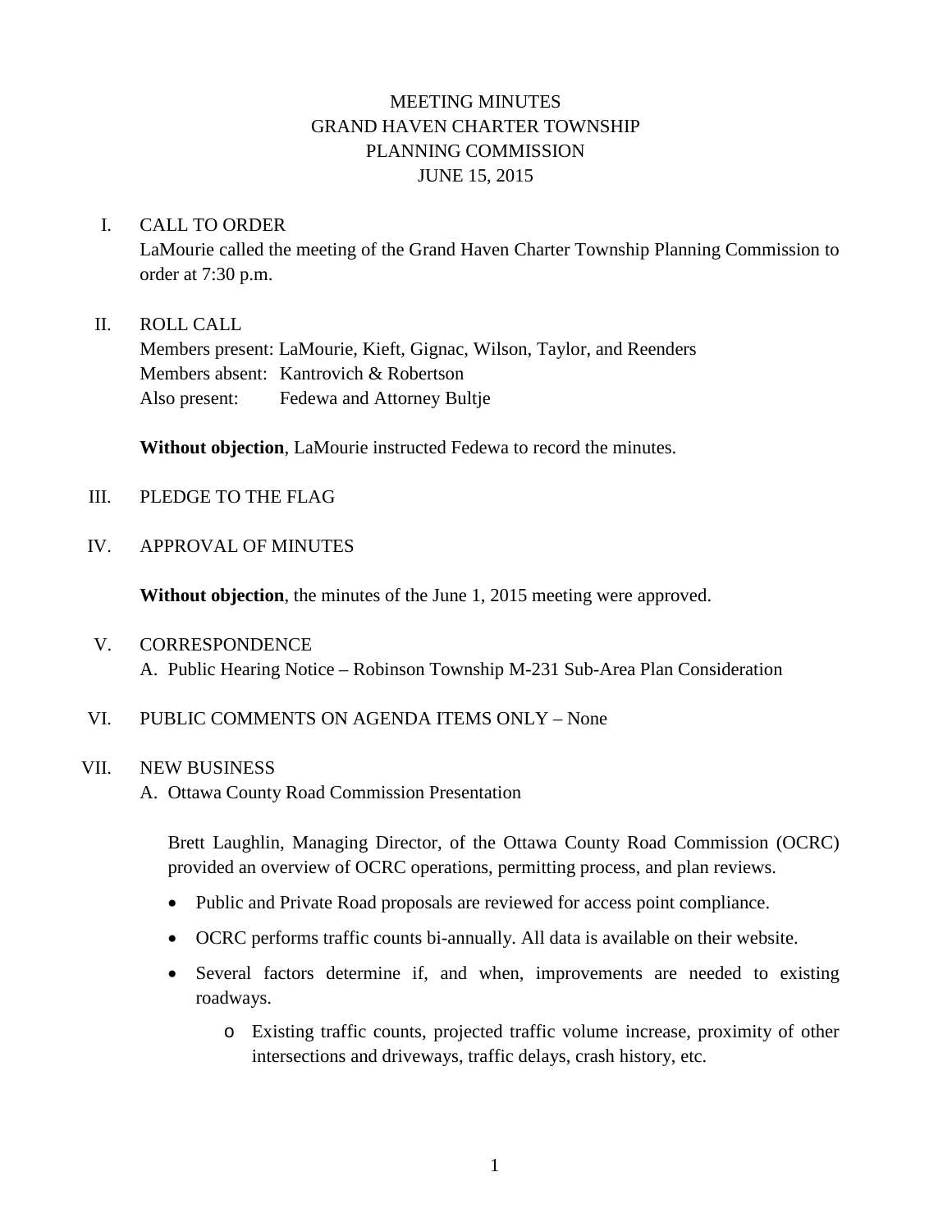# MEETING MINUTES
# GRAND HAVEN CHARTER TOWNSHIP
# PLANNING COMMISSION
# JUNE 15, 2015

## I. CALL TO ORDER

LaMourie called the meeting of the Grand Haven Charter Township Planning Commission to order at 7:30 p.m.

## II. ROLL CALL

Members present: LaMourie, Kieft, Gignac, Wilson, Taylor, and Reenders
Members absent: Kantrovich & Robertson
Also present: Fedewa and Attorney Bultje

**Without objection**, LaMourie instructed Fedewa to record the minutes.

## III. PLEDGE TO THE FLAG

## IV. APPROVAL OF MINUTES

**Without objection**, the minutes of the June 1, 2015 meeting were approved.

## V. CORRESPONDENCE

A. Public Hearing Notice – Robinson Township M-231 Sub-Area Plan Consideration

## VI. PUBLIC COMMENTS ON AGENDA ITEMS ONLY – None

## VII. NEW BUSINESS

A. Ottawa County Road Commission Presentation

Brett Laughlin, Managing Director, of the Ottawa County Road Commission (OCRC) provided an overview of OCRC operations, permitting process, and plan reviews.

- Public and Private Road proposals are reviewed for access point compliance.
- OCRC performs traffic counts bi-annually. All data is available on their website.
- Several factors determine if, and when, improvements are needed to existing roadways.
    - Existing traffic counts, projected traffic volume increase, proximity of other intersections and driveways, traffic delays, crash history, etc.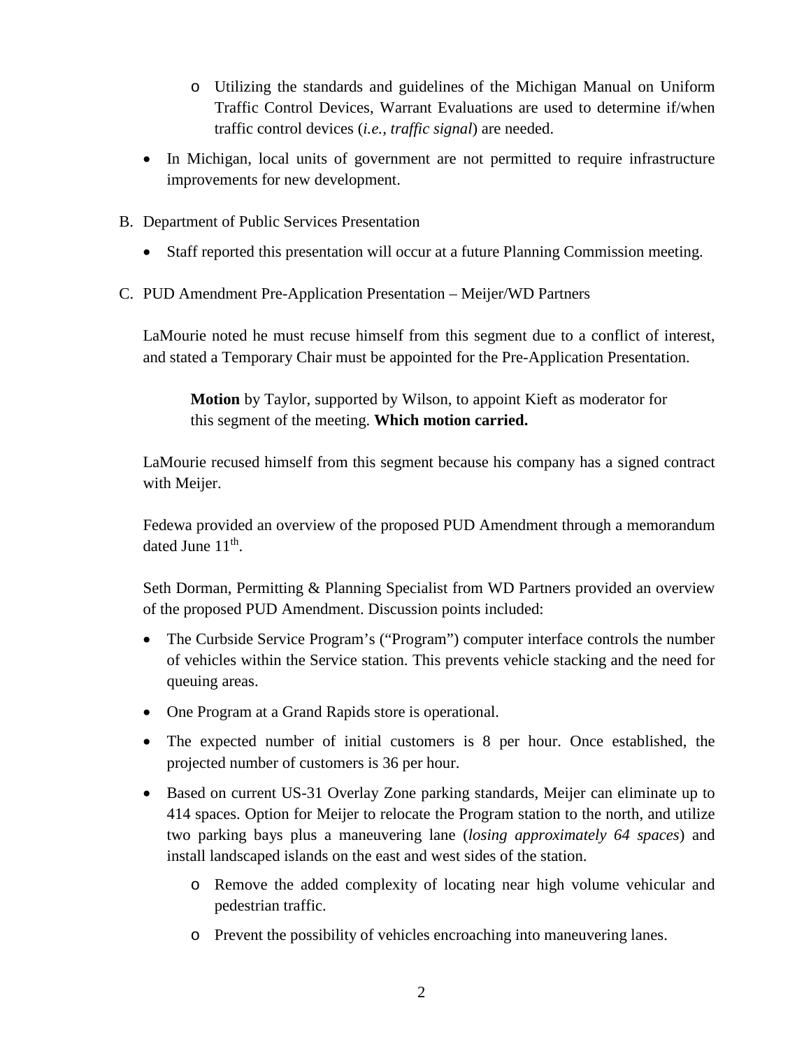- Utilizing the standards and guidelines of the Michigan Manual on Uniform Traffic Control Devices, Warrant Evaluations are used to determine if/when traffic control devices (*i.e., traffic signal*) are needed.

- In Michigan, local units of government are not permitted to require infrastructure improvements for new development.

B. Department of Public Services Presentation

- Staff reported this presentation will occur at a future Planning Commission meeting.

C. PUD Amendment Pre-Application Presentation – Meijer/WD Partners

LaMourie noted he must recuse himself from this segment due to a conflict of interest, and stated a Temporary Chair must be appointed for the Pre-Application Presentation.

> **Motion** by Taylor, supported by Wilson, to appoint Kieft as moderator for this segment of the meeting. **Which motion carried.**

LaMourie recused himself from this segment because his company has a signed contract with Meijer.

Fedewa provided an overview of the proposed PUD Amendment through a memorandum dated June 11th.

Seth Dorman, Permitting & Planning Specialist from WD Partners provided an overview of the proposed PUD Amendment. Discussion points included:

- The Curbside Service Program's ("Program") computer interface controls the number of vehicles within the Service station. This prevents vehicle stacking and the need for queuing areas.
- One Program at a Grand Rapids store is operational.
- The expected number of initial customers is 8 per hour. Once established, the projected number of customers is 36 per hour.
- Based on current US-31 Overlay Zone parking standards, Meijer can eliminate up to 414 spaces. Option for Meijer to relocate the Program station to the north, and utilize two parking bays plus a maneuvering lane (*losing approximately 64 spaces*) and install landscaped islands on the east and west sides of the station.
  - Remove the added complexity of locating near high volume vehicular and pedestrian traffic.
  - Prevent the possibility of vehicles encroaching into maneuvering lanes.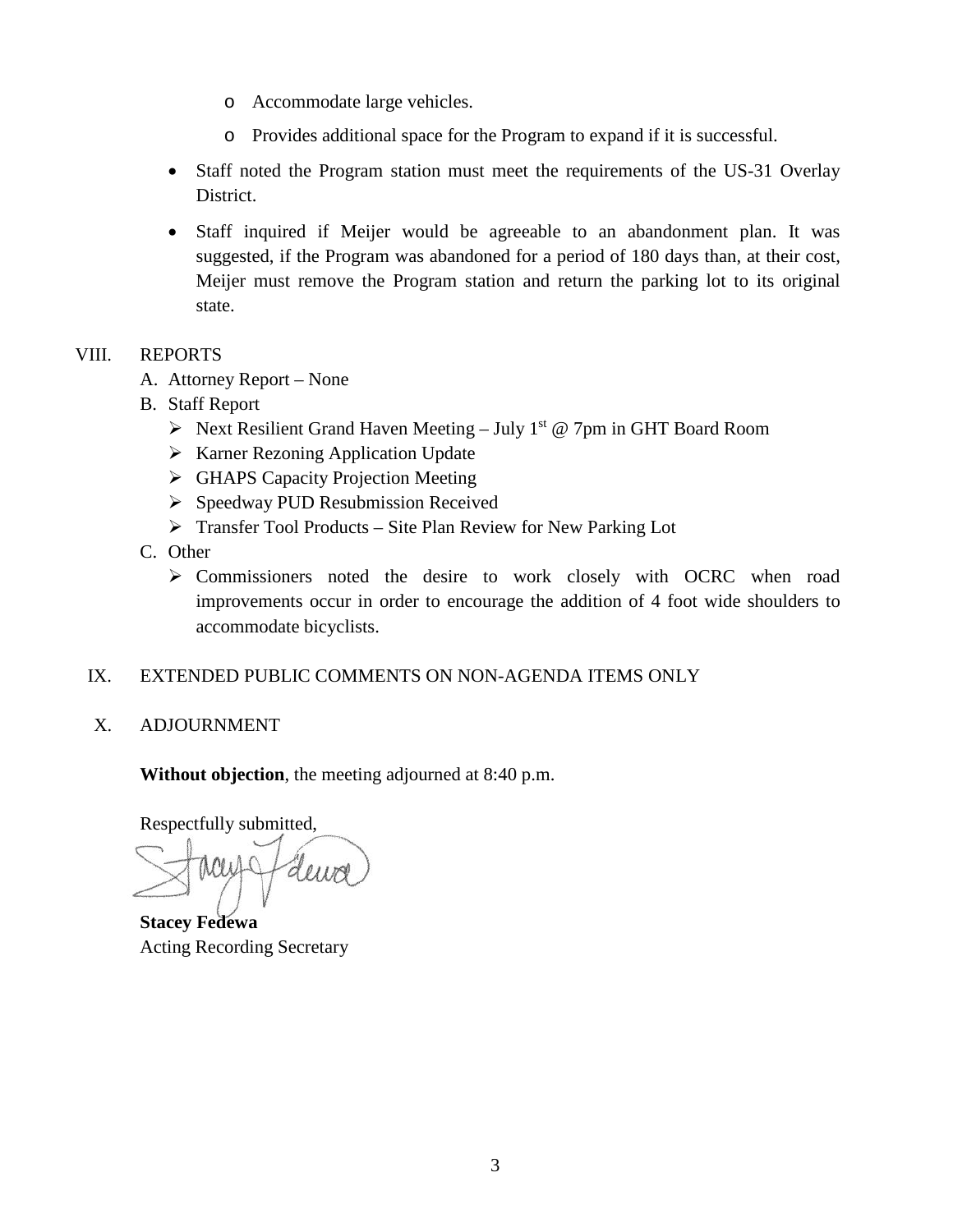- Accommodate large vehicles.
  - Provides additional space for the Program to expand if it is successful.
- Staff noted the Program station must meet the requirements of the US-31 Overlay District.
- Staff inquired if Meijer would be agreeable to an abandonment plan. It was suggested, if the Program was abandoned for a period of 180 days than, at their cost, Meijer must remove the Program station and return the parking lot to its original state.

VIII. REPORTS

A. Attorney Report – None

B. Staff Report

- Next Resilient Grand Haven Meeting – July 1st @ 7pm in GHT Board Room
- Karner Rezoning Application Update
- GHAPS Capacity Projection Meeting
- Speedway PUD Resubmission Received
- Transfer Tool Products – Site Plan Review for New Parking Lot

C. Other

- Commissioners noted the desire to work closely with OCRC when road improvements occur in order to encourage the addition of 4 foot wide shoulders to accommodate bicyclists.

IX. EXTENDED PUBLIC COMMENTS ON NON-AGENDA ITEMS ONLY

X. ADJOURNMENT

**Without objection**, the meeting adjourned at 8:40 p.m.

Respectfully submitted,

**Stacey Fedewa**
Acting Recording Secretary